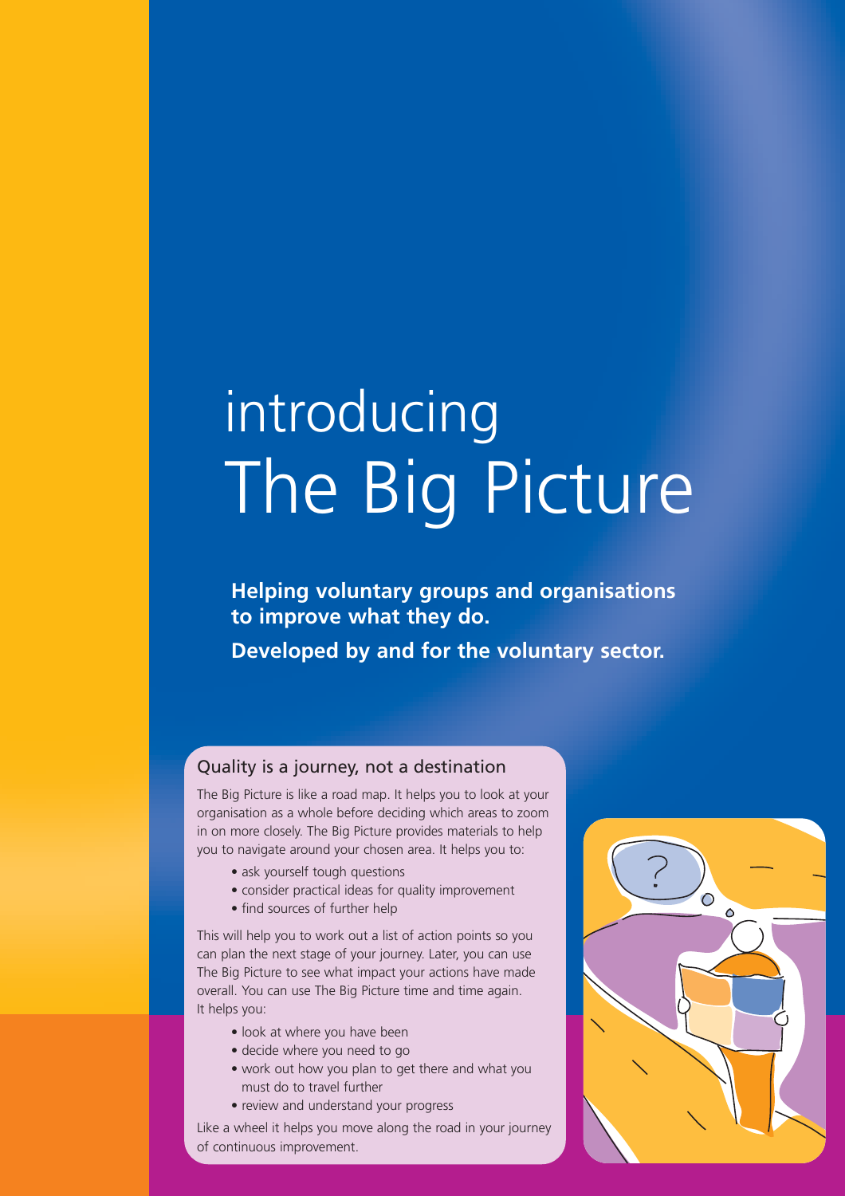# introducing The Big Picture

**Helping voluntary groups and organisations to improve what they do.**

**Developed by and for the voluntary sector.**

## Quality is a journey, not a destination

The Big Picture is like a road map. It helps you to look at your organisation as a whole before deciding which areas to zoom in on more closely. The Big Picture provides materials to help you to navigate around your chosen area. It helps you to:

- ask yourself tough questions
- consider practical ideas for quality improvement
- find sources of further help

This will help you to work out a list of action points so you can plan the next stage of your journey. Later, you can use The Big Picture to see what impact your actions have made overall. You can use The Big Picture time and time again. It helps you:

- look at where you have been
- decide where you need to go
- work out how you plan to get there and what you must do to travel further
- review and understand your progress

Like a wheel it helps you move along the road in your journey of continuous improvement.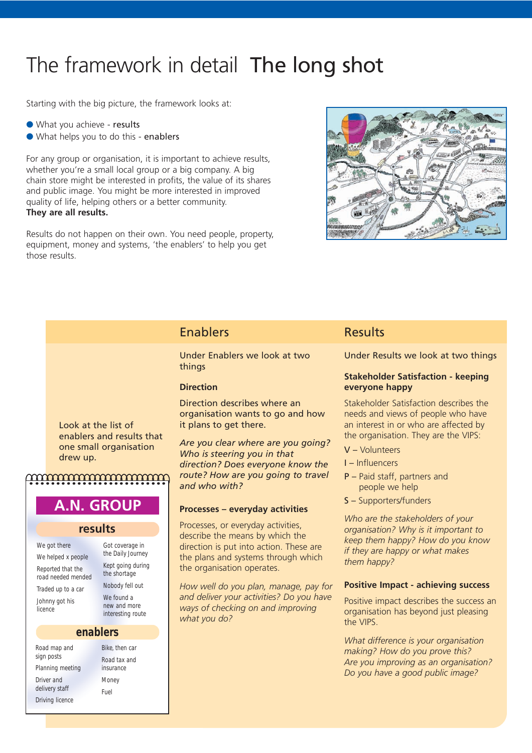# The framework in detail **The long shot**

Starting with the big picture, the framework looks at:

- What you achieve - **results**
- What helps you to do this - **enablers**

For any group or organisation, it is important to achieve results, whether you're a small local group or a big company. A big chain store might be interested in profits, the value of its shares and public image. You might be more interested in improved quality of life, helping others or a better community.
**They are all results.**

Results do not happen on their own. You need people, property, equipment, money and systems, 'the enablers' to help you get those results.

Look at the list of enablers and results that one small organisation drew up.

## A.N. GROUP

### results

- We got there
- We helped x people
- Reported that the road needed mended
- Traded up to a car
- Johnny got his licence
- Got coverage in the Daily Journey
- Kept going during the shortage
- Nobody fell out
- We found a new and more interesting route

### enablers

- Road map and sign posts
- Planning meeting
- Driver and delivery staff
- Driving licence
- Bike, then car
- Road tax and insurance
- Money
- Fuel

## Enablers

Under Enablers we look at two things

### Direction

Direction describes where an organisation wants to go and how it plans to get there.

*Are you clear where are you going? Who is steering you in that direction? Does everyone know the route? How are you going to travel and who with?*

### Processes – everyday activities

Processes, or everyday activities, describe the means by which the direction is put into action. These are the plans and systems through which the organisation operates.

*How well do you plan, manage, pay for and deliver your activities? Do you have ways of checking on and improving what you do?*

## Results

Under Results we look at two things

### Stakeholder Satisfaction - keeping everyone happy

Stakeholder Satisfaction describes the needs and views of people who have an interest in or who are affected by the organisation. They are the VIPS:

- V – Volunteers
- I – Influencers
- P – Paid staff, partners and people we help
- S – Supporters/funders

*Who are the stakeholders of your organisation? Why is it important to keep them happy? How do you know if they are happy or what makes them happy?*

### Positive Impact - achieving success

Positive impact describes the success an organisation has beyond just pleasing the VIPS.

*What difference is your organisation making? How do you prove this? Are you improving as an organisation? Do you have a good public image?*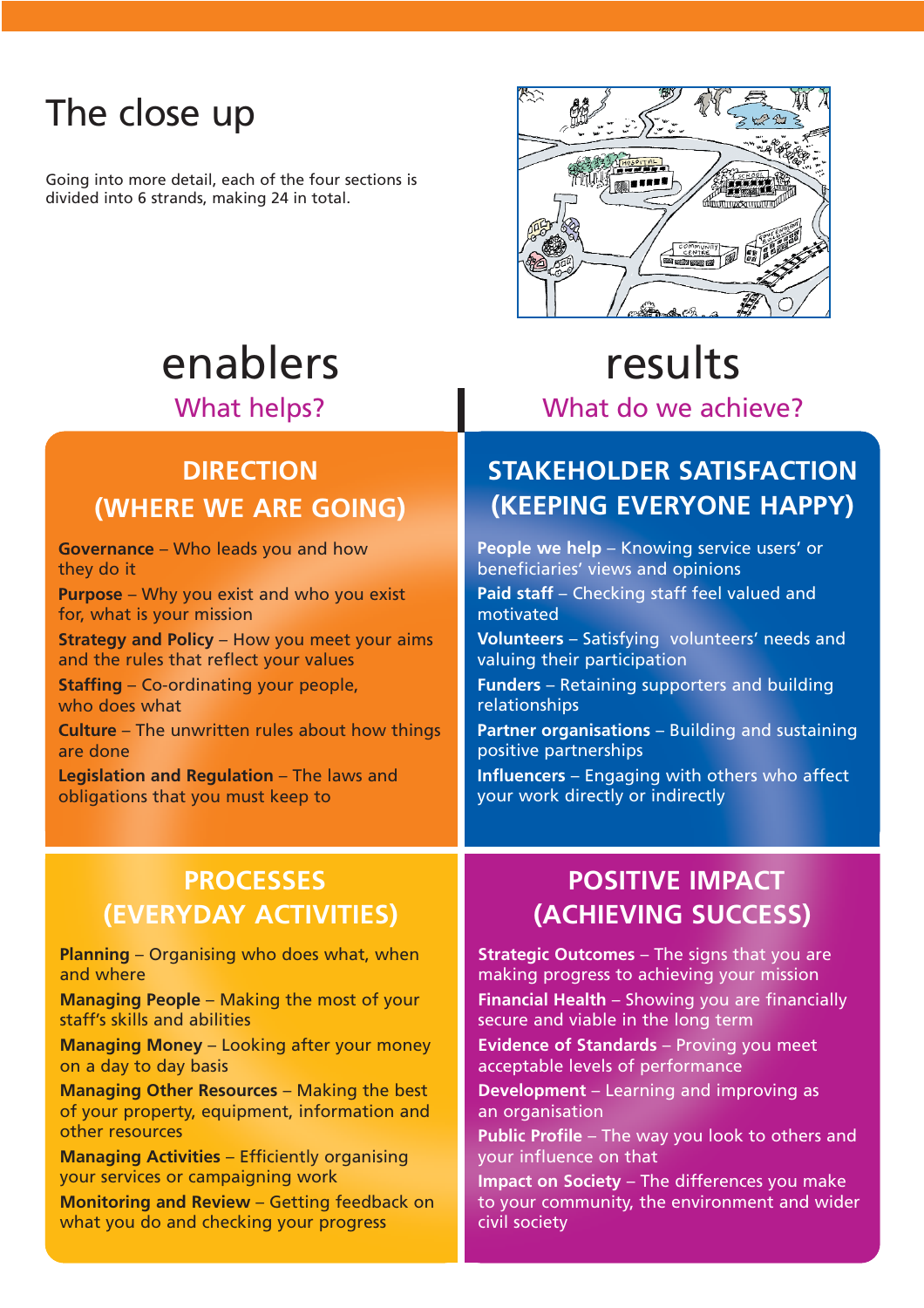# The close up

Going into more detail, each of the four sections is divided into 6 strands, making 24 in total.

## enablers

What helps?

### DIRECTION (WHERE WE ARE GOING)

**Governance** – Who leads you and how they do it

**Purpose** – Why you exist and who you exist for, what is your mission

**Strategy and Policy** – How you meet your aims and the rules that reflect your values

**Staffing** – Co-ordinating your people, who does what

**Culture** – The unwritten rules about how things are done

**Legislation and Regulation** – The laws and obligations that you must keep to

### PROCESSES (EVERYDAY ACTIVITIES)

**Planning** – Organising who does what, when and where

**Managing People** – Making the most of your staff's skills and abilities

**Managing Money** – Looking after your money on a day to day basis

**Managing Other Resources** – Making the best of your property, equipment, information and other resources

**Managing Activities** – Efficiently organising your services or campaigning work

**Monitoring and Review** – Getting feedback on what you do and checking your progress

## results

What do we achieve?

### STAKEHOLDER SATISFACTION (KEEPING EVERYONE HAPPY)

**People we help** – Knowing service users' or beneficiaries' views and opinions

**Paid staff** – Checking staff feel valued and motivated

**Volunteers** – Satisfying volunteers' needs and valuing their participation

**Funders** – Retaining supporters and building relationships

**Partner organisations** – Building and sustaining positive partnerships

**Influencers** – Engaging with others who affect your work directly or indirectly

### POSITIVE IMPACT (ACHIEVING SUCCESS)

**Strategic Outcomes** – The signs that you are making progress to achieving your mission

**Financial Health** – Showing you are financially secure and viable in the long term

**Evidence of Standards** – Proving you meet acceptable levels of performance

**Development** – Learning and improving as an organisation

**Public Profile** – The way you look to others and your influence on that

**Impact on Society** – The differences you make to your community, the environment and wider civil society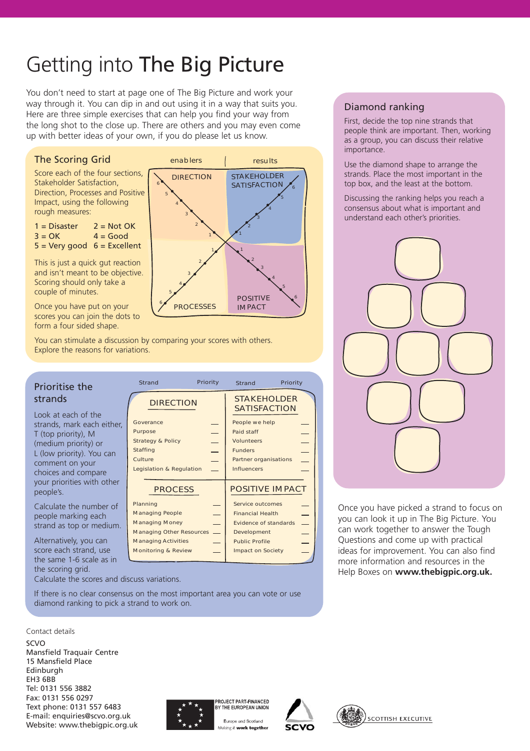# Getting into **The Big Picture**

You don't need to start at page one of The Big Picture and work your way through it. You can dip in and out using it in a way that suits you. Here are three simple exercises that can help you find your way from the long shot to the close up. There are others and you may even come up with better ideas of your own, if you do please let us know.

## The Scoring Grid

Score each of the four sections, Stakeholder Satisfaction, Direction, Processes and Positive Impact, using the following rough measures:

1 = Disaster  2 = Not OK
3 = OK  4 = Good
5 = Very good  6 = Excellent

This is just a quick gut reaction and isn't meant to be objective. Scoring should only take a couple of minutes.

Once you have put on your scores you can join the dots to form a four sided shape.

enablers | results

DIRECTION
STAKEHOLDER SATISFACTION
PROCESSES
POSITIVE IMPACT

6 5 4 3 2 1

You can stimulate a discussion by comparing your scores with others. Explore the reasons for variations.

## Prioritise the strands

Look at each of the strands, mark each either, T (top priority), M (medium priority) or L (low priority). You can comment on your choices and compare your priorities with other people's.

Calculate the number of people marking each strand as top or medium.

Alternatively, you can score each strand, use the same 1-6 scale as in the scoring grid. Calculate the scores and discuss variations.

| Strand | Priority | Strand | Priority |
|---|---|---|---|
| **DIRECTION** | | **STAKEHOLDER SATISFACTION** | |
| Goverance | ___ | People we help | ___ |
| Purpose | ___ | Paid staff | ___ |
| Strategy & Policy | ___ | Volunteers | ___ |
| Staffing | ___ | Funders | ___ |
| Culture | ___ | Partner organisations | ___ |
| Legislation & Regulation | ___ | Influencers | ___ |
| **PROCESS** | | **POSITIVE IMPACT** | |
| Planning | ___ | Service outcomes | ___ |
| Managing People | ___ | Financial Health | ___ |
| Managing Money | ___ | Evidence of standards | ___ |
| Managing Other Resources | ___ | Development | ___ |
| Managing Activities | ___ | Public Profile | ___ |
| Monitoring & Review | ___ | Impact on Society | ___ |

If there is no clear consensus on the most important area you can vote or use diamond ranking to pick a strand to work on.

## Diamond ranking

First, decide the top nine strands that people think are important. Then, working as a group, you can discuss their relative importance.

Use the diamond shape to arrange the strands. Place the most important in the top box, and the least at the bottom.

Discussing the ranking helps you reach a consensus about what is important and understand each other's priorities.

Once you have picked a strand to focus on you can look it up in The Big Picture. You can work together to answer the Tough Questions and come up with practical ideas for improvement. You can also find more information and resources in the Help Boxes on **www.thebigpic.org.uk.**

Contact details

SCVO
Mansfield Traquair Centre
15 Mansfield Place
Edinburgh
EH3 6BB
Tel: 0131 556 3882
Fax: 0131 556 0297
Text phone: 0131 557 6483
E-mail: enquiries@scvo.org.uk
Website: www.thebigpic.org.uk

PROJECT PART-FINANCED BY THE EUROPEAN UNION
Europe and Scotland
Making it **work together**

SCVO

SCOTTISH EXECUTIVE